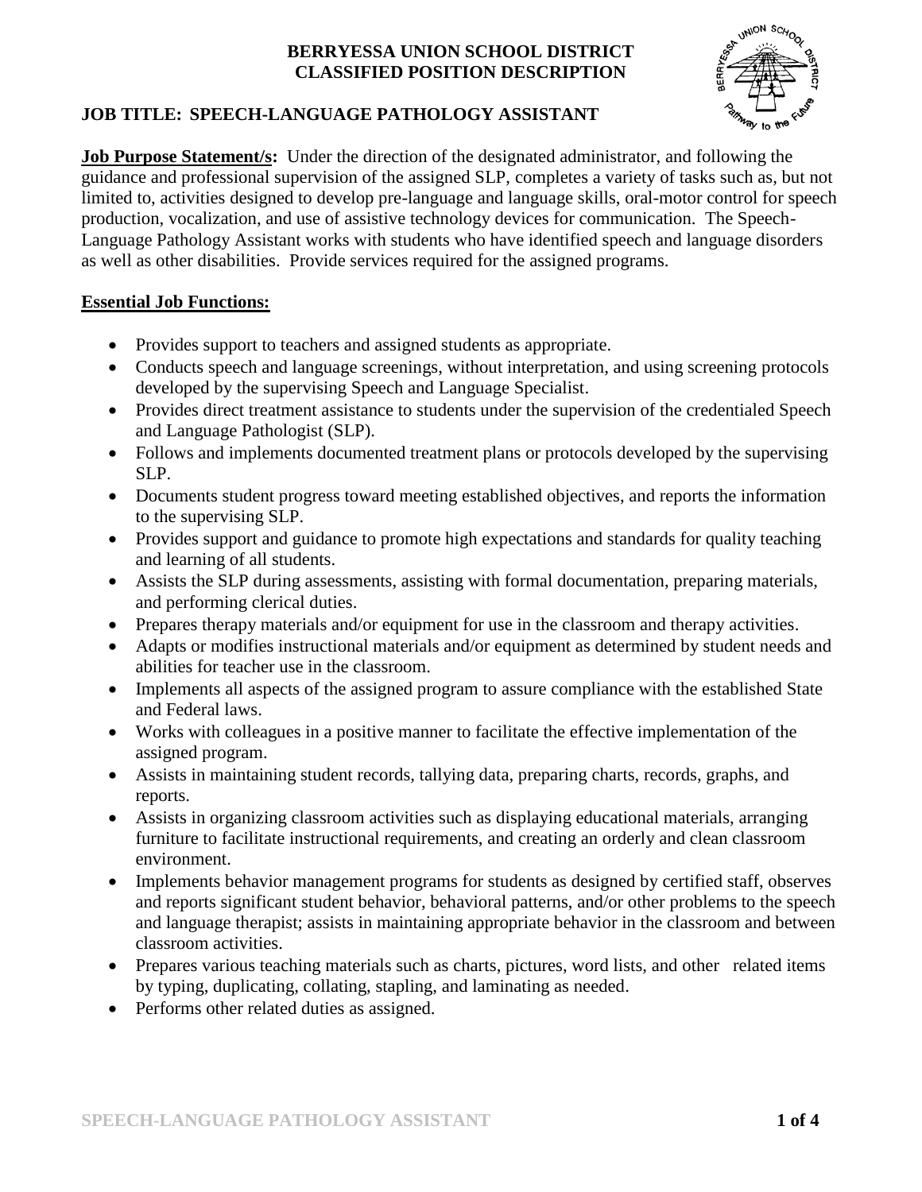**BERRYESSA UNION SCHOOL DISTRICT**
**CLASSIFIED POSITION DESCRIPTION**

## JOB TITLE: SPEECH-LANGUAGE PATHOLOGY ASSISTANT

**Job Purpose Statement/s:** Under the direction of the designated administrator, and following the guidance and professional supervision of the assigned SLP, completes a variety of tasks such as, but not limited to, activities designed to develop pre-language and language skills, oral-motor control for speech production, vocalization, and use of assistive technology devices for communication. The Speech-Language Pathology Assistant works with students who have identified speech and language disorders as well as other disabilities. Provide services required for the assigned programs.

**Essential Job Functions:**

- Provides support to teachers and assigned students as appropriate.
- Conducts speech and language screenings, without interpretation, and using screening protocols developed by the supervising Speech and Language Specialist.
- Provides direct treatment assistance to students under the supervision of the credentialed Speech and Language Pathologist (SLP).
- Follows and implements documented treatment plans or protocols developed by the supervising SLP.
- Documents student progress toward meeting established objectives, and reports the information to the supervising SLP.
- Provides support and guidance to promote high expectations and standards for quality teaching and learning of all students.
- Assists the SLP during assessments, assisting with formal documentation, preparing materials, and performing clerical duties.
- Prepares therapy materials and/or equipment for use in the classroom and therapy activities.
- Adapts or modifies instructional materials and/or equipment as determined by student needs and abilities for teacher use in the classroom.
- Implements all aspects of the assigned program to assure compliance with the established State and Federal laws.
- Works with colleagues in a positive manner to facilitate the effective implementation of the assigned program.
- Assists in maintaining student records, tallying data, preparing charts, records, graphs, and reports.
- Assists in organizing classroom activities such as displaying educational materials, arranging furniture to facilitate instructional requirements, and creating an orderly and clean classroom environment.
- Implements behavior management programs for students as designed by certified staff, observes and reports significant student behavior, behavioral patterns, and/or other problems to the speech and language therapist; assists in maintaining appropriate behavior in the classroom and between classroom activities.
- Prepares various teaching materials such as charts, pictures, word lists, and other related items by typing, duplicating, collating, stapling, and laminating as needed.
- Performs other related duties as assigned.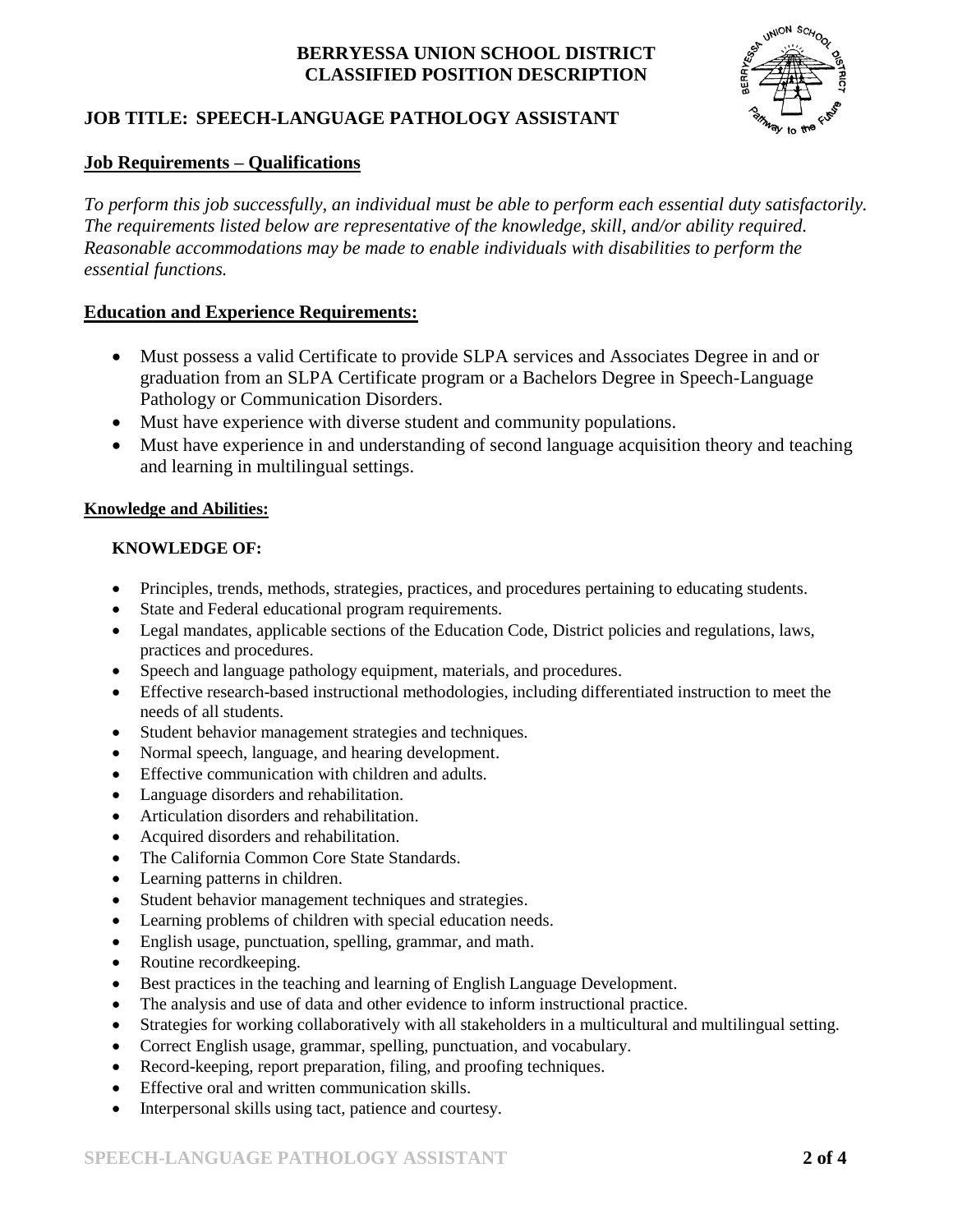**BERRYESSA UNION SCHOOL DISTRICT**
**CLASSIFIED POSITION DESCRIPTION**

**JOB TITLE: SPEECH-LANGUAGE PATHOLOGY ASSISTANT**

## Job Requirements – Qualifications

*To perform this job successfully, an individual must be able to perform each essential duty satisfactorily. The requirements listed below are representative of the knowledge, skill, and/or ability required. Reasonable accommodations may be made to enable individuals with disabilities to perform the essential functions.*

## Education and Experience Requirements:

- Must possess a valid Certificate to provide SLPA services and Associates Degree in and or graduation from an SLPA Certificate program or a Bachelors Degree in Speech-Language Pathology or Communication Disorders.
- Must have experience with diverse student and community populations.
- Must have experience in and understanding of second language acquisition theory and teaching and learning in multilingual settings.

### Knowledge and Abilities:

**KNOWLEDGE OF:**

- Principles, trends, methods, strategies, practices, and procedures pertaining to educating students.
- State and Federal educational program requirements.
- Legal mandates, applicable sections of the Education Code, District policies and regulations, laws, practices and procedures.
- Speech and language pathology equipment, materials, and procedures.
- Effective research-based instructional methodologies, including differentiated instruction to meet the needs of all students.
- Student behavior management strategies and techniques.
- Normal speech, language, and hearing development.
- Effective communication with children and adults.
- Language disorders and rehabilitation.
- Articulation disorders and rehabilitation.
- Acquired disorders and rehabilitation.
- The California Common Core State Standards.
- Learning patterns in children.
- Student behavior management techniques and strategies.
- Learning problems of children with special education needs.
- English usage, punctuation, spelling, grammar, and math.
- Routine recordkeeping.
- Best practices in the teaching and learning of English Language Development.
- The analysis and use of data and other evidence to inform instructional practice.
- Strategies for working collaboratively with all stakeholders in a multicultural and multilingual setting.
- Correct English usage, grammar, spelling, punctuation, and vocabulary.
- Record-keeping, report preparation, filing, and proofing techniques.
- Effective oral and written communication skills.
- Interpersonal skills using tact, patience and courtesy.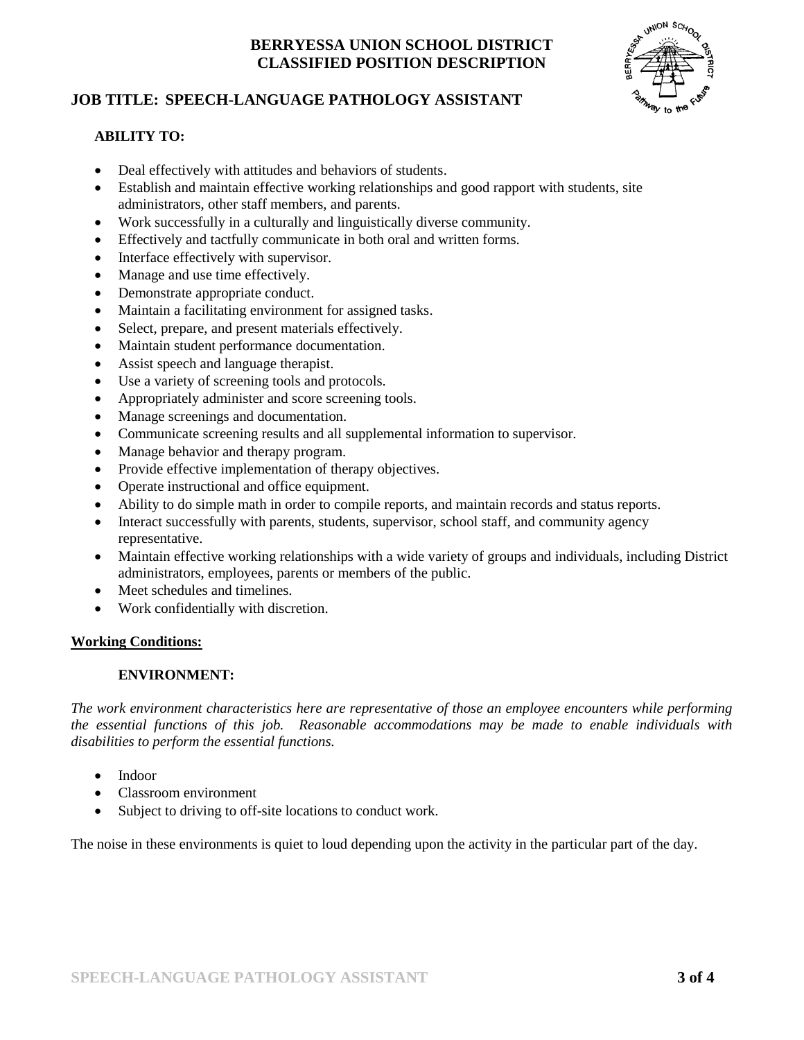**BERRYESSA UNION SCHOOL DISTRICT**
**CLASSIFIED POSITION DESCRIPTION**

## JOB TITLE: SPEECH-LANGUAGE PATHOLOGY ASSISTANT

### ABILITY TO:

- Deal effectively with attitudes and behaviors of students.
- Establish and maintain effective working relationships and good rapport with students, site administrators, other staff members, and parents.
- Work successfully in a culturally and linguistically diverse community.
- Effectively and tactfully communicate in both oral and written forms.
- Interface effectively with supervisor.
- Manage and use time effectively.
- Demonstrate appropriate conduct.
- Maintain a facilitating environment for assigned tasks.
- Select, prepare, and present materials effectively.
- Maintain student performance documentation.
- Assist speech and language therapist.
- Use a variety of screening tools and protocols.
- Appropriately administer and score screening tools.
- Manage screenings and documentation.
- Communicate screening results and all supplemental information to supervisor.
- Manage behavior and therapy program.
- Provide effective implementation of therapy objectives.
- Operate instructional and office equipment.
- Ability to do simple math in order to compile reports, and maintain records and status reports.
- Interact successfully with parents, students, supervisor, school staff, and community agency representative.
- Maintain effective working relationships with a wide variety of groups and individuals, including District administrators, employees, parents or members of the public.
- Meet schedules and timelines.
- Work confidentially with discretion.

**Working Conditions:**

### ENVIRONMENT:

*The work environment characteristics here are representative of those an employee encounters while performing the essential functions of this job. Reasonable accommodations may be made to enable individuals with disabilities to perform the essential functions.*

- Indoor
- Classroom environment
- Subject to driving to off-site locations to conduct work.

The noise in these environments is quiet to loud depending upon the activity in the particular part of the day.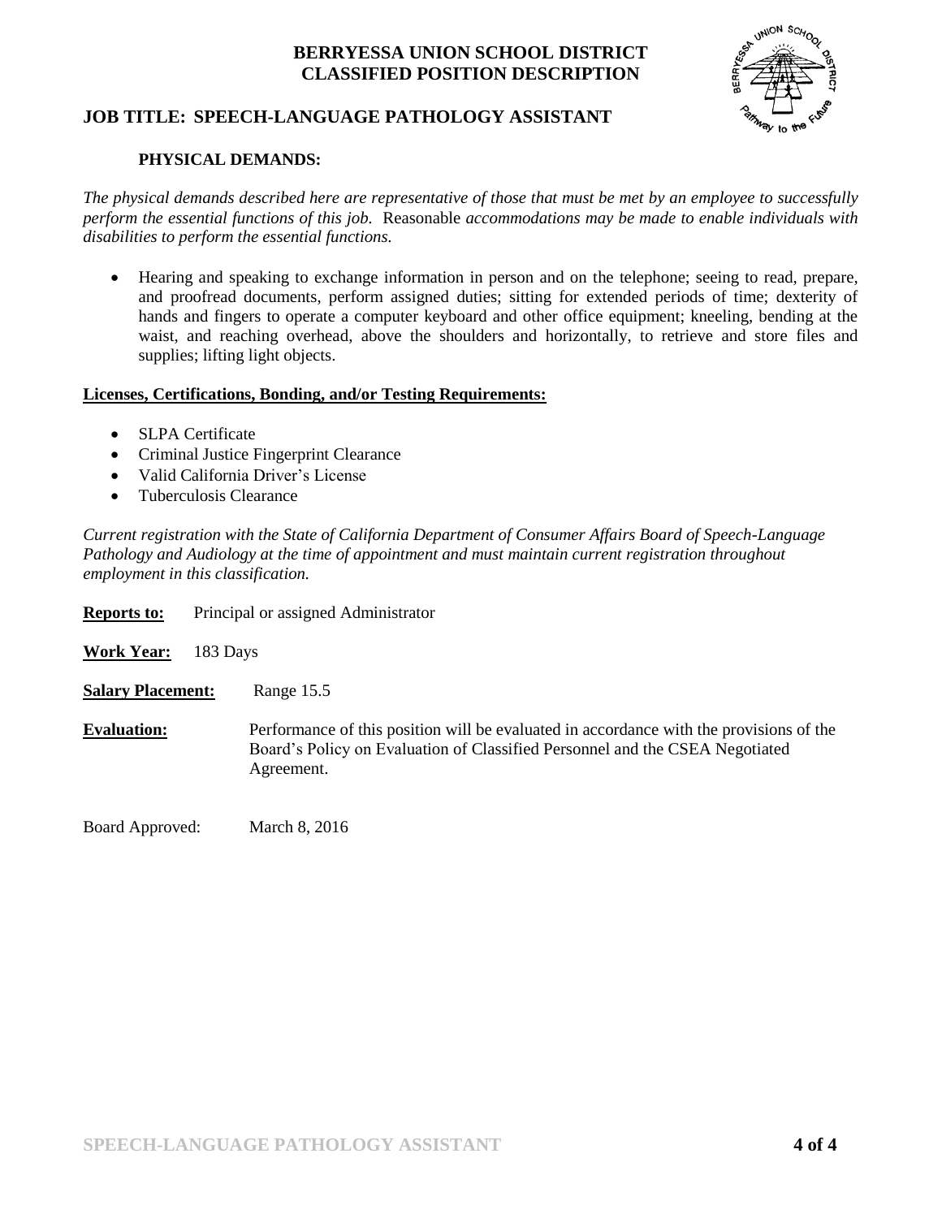# BERRYESSA UNION SCHOOL DISTRICT
# CLASSIFIED POSITION DESCRIPTION

## JOB TITLE: SPEECH-LANGUAGE PATHOLOGY ASSISTANT

### PHYSICAL DEMANDS:

*The physical demands described here are representative of those that must be met by an employee to successfully perform the essential functions of this job.* Reasonable *accommodations may be made to enable individuals with disabilities to perform the essential functions.*

- Hearing and speaking to exchange information in person and on the telephone; seeing to read, prepare, and proofread documents, perform assigned duties; sitting for extended periods of time; dexterity of hands and fingers to operate a computer keyboard and other office equipment; kneeling, bending at the waist, and reaching overhead, above the shoulders and horizontally, to retrieve and store files and supplies; lifting light objects.

**Licenses, Certifications, Bonding, and/or Testing Requirements:**

- SLPA Certificate
- Criminal Justice Fingerprint Clearance
- Valid California Driver's License
- Tuberculosis Clearance

*Current registration with the State of California Department of Consumer Affairs Board of Speech-Language Pathology and Audiology at the time of appointment and must maintain current registration throughout employment in this classification.*

**Reports to:** Principal or assigned Administrator

**Work Year:** 183 Days

**Salary Placement:** Range 15.5

**Evaluation:** Performance of this position will be evaluated in accordance with the provisions of the Board's Policy on Evaluation of Classified Personnel and the CSEA Negotiated Agreement.

Board Approved: March 8, 2016